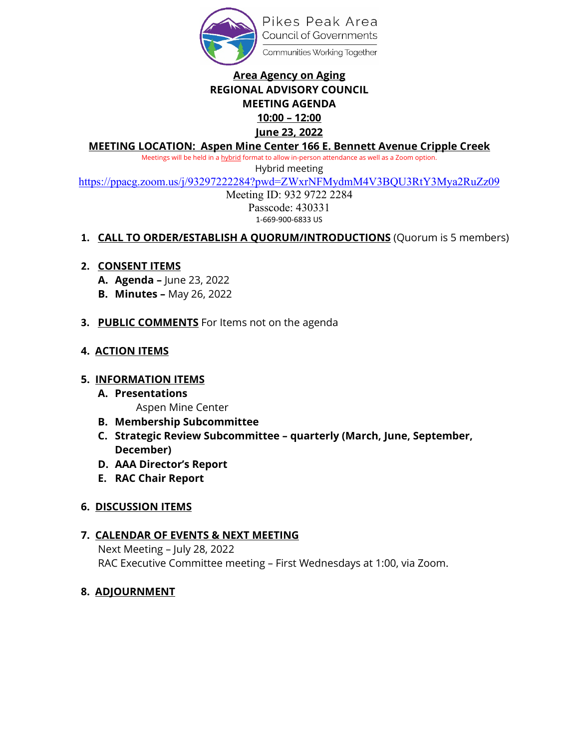Pikes Peak Area
Council of Governments
Communities Working Together

# Area Agency on Aging

## REGIONAL ADVISORY COUNCIL

## MEETING AGENDA

**10:00 – 12:00**

**June 23, 2022**

**MEETING LOCATION: Aspen Mine Center 166 E. Bennett Avenue Cripple Creek**

Meetings will be held in a hybrid format to allow in-person attendance as well as a Zoom option.

Hybrid meeting

https://ppacg.zoom.us/j/93297222284?pwd=ZWxrNFMydmM4V3BQU3RtY3Mya2RuZz09

Meeting ID: 932 9722 2284

Passcode: 430331

1-669-900-6833 US

1. **CALL TO ORDER/ESTABLISH A QUORUM/INTRODUCTIONS** (Quorum is 5 members)

2. **CONSENT ITEMS**
   - **A. Agenda –** June 23, 2022
   - **B. Minutes –** May 26, 2022

3. **PUBLIC COMMENTS** For Items not on the agenda

4. **ACTION ITEMS**

5. **INFORMATION ITEMS**
   - **A. Presentations**
     - Aspen Mine Center
   - **B. Membership Subcommittee**
   - **C. Strategic Review Subcommittee – quarterly (March, June, September, December)**
   - **D. AAA Director's Report**
   - **E. RAC Chair Report**

6. **DISCUSSION ITEMS**

7. **CALENDAR OF EVENTS & NEXT MEETING**

   Next Meeting – July 28, 2022

   RAC Executive Committee meeting – First Wednesdays at 1:00, via Zoom.

8. **ADJOURNMENT**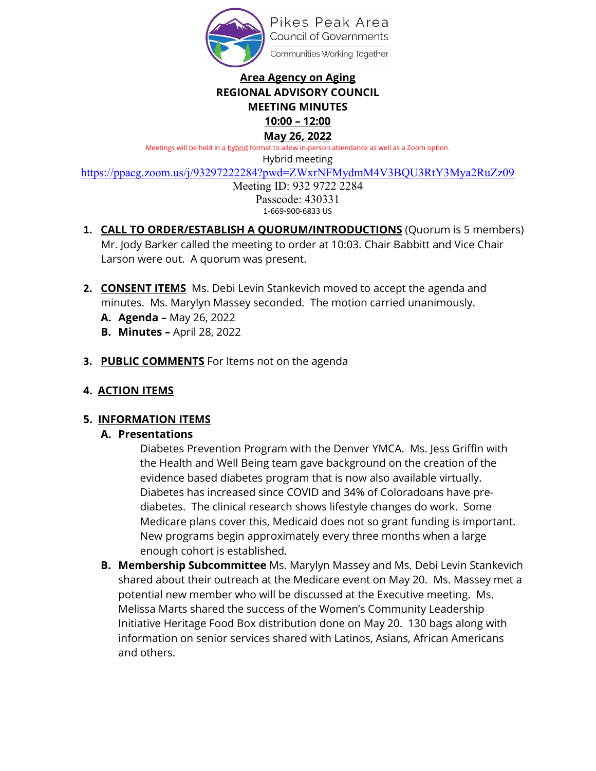Pikes Peak Area
Council of Governments
Communities Working Together

**Area Agency on Aging**
**REGIONAL ADVISORY COUNCIL**
**MEETING MINUTES**
**10:00 – 12:00**
**May 26, 2022**

Meetings will be held in a hybrid format to allow in-person attendance as well as a Zoom option.

Hybrid meeting

https://ppacg.zoom.us/j/93297222284?pwd=ZWxrNFMydmM4V3BQU3RtY3Mya2RuZz09

Meeting ID: 932 9722 2284

Passcode: 430331

1-669-900-6833 US

1. **CALL TO ORDER/ESTABLISH A QUORUM/INTRODUCTIONS** (Quorum is 5 members)
   Mr. Jody Barker called the meeting to order at 10:03. Chair Babbitt and Vice Chair Larson were out. A quorum was present.

2. **CONSENT ITEMS** Ms. Debi Levin Stankevich moved to accept the agenda and minutes. Ms. Marylyn Massey seconded. The motion carried unanimously.
   - **A. Agenda –** May 26, 2022
   - **B. Minutes –** April 28, 2022

3. **PUBLIC COMMENTS** For Items not on the agenda

4. **ACTION ITEMS**

5. **INFORMATION ITEMS**
   - **A. Presentations**

     Diabetes Prevention Program with the Denver YMCA. Ms. Jess Griffin with the Health and Well Being team gave background on the creation of the evidence based diabetes program that is now also available virtually. Diabetes has increased since COVID and 34% of Coloradoans have pre-diabetes. The clinical research shows lifestyle changes do work. Some Medicare plans cover this, Medicaid does not so grant funding is important. New programs begin approximately every three months when a large enough cohort is established.
   - **B. Membership Subcommittee** Ms. Marylyn Massey and Ms. Debi Levin Stankevich shared about their outreach at the Medicare event on May 20. Ms. Massey met a potential new member who will be discussed at the Executive meeting. Ms. Melissa Marts shared the success of the Women's Community Leadership Initiative Heritage Food Box distribution done on May 20. 130 bags along with information on senior services shared with Latinos, Asians, African Americans and others.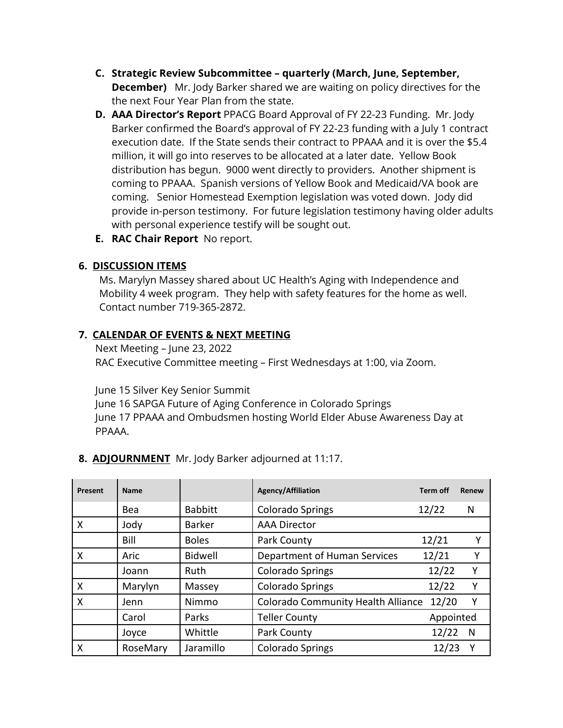**C. Strategic Review Subcommittee – quarterly (March, June, September, December)** Mr. Jody Barker shared we are waiting on policy directives for the the next Four Year Plan from the state.

**D. AAA Director's Report** PPACG Board Approval of FY 22-23 Funding. Mr. Jody Barker confirmed the Board's approval of FY 22-23 funding with a July 1 contract execution date. If the State sends their contract to PPAAA and it is over the $5.4 million, it will go into reserves to be allocated at a later date. Yellow Book distribution has begun. 9000 went directly to providers. Another shipment is coming to PPAAA. Spanish versions of Yellow Book and Medicaid/VA book are coming. Senior Homestead Exemption legislation was voted down. Jody did provide in-person testimony. For future legislation testimony having older adults with personal experience testify will be sought out.

**E. RAC Chair Report** No report.

## 6. DISCUSSION ITEMS

Ms. Marylyn Massey shared about UC Health's Aging with Independence and Mobility 4 week program. They help with safety features for the home as well. Contact number 719-365-2872.

## 7. CALENDAR OF EVENTS & NEXT MEETING

Next Meeting – June 23, 2022
RAC Executive Committee meeting – First Wednesdays at 1:00, via Zoom.

June 15 Silver Key Senior Summit
June 16 SAPGA Future of Aging Conference in Colorado Springs
June 17 PPAAA and Ombudsmen hosting World Elder Abuse Awareness Day at PPAAA.

## 8. ADJOURNMENT

Mr. Jody Barker adjourned at 11:17.

| Present | Name | | Agency/Affiliation | Term off | Renew |
|---|---|---|---|---|---|
| | Bea | Babbitt | Colorado Springs | 12/22 | N |
| X | Jody | Barker | AAA Director | | |
| | Bill | Boles | Park County | 12/21 | Y |
| X | Aric | Bidwell | Department of Human Services | 12/21 | Y |
| | Joann | Ruth | Colorado Springs | 12/22 | Y |
| X | Marylyn | Massey | Colorado Springs | 12/22 | Y |
| X | Jenn | Nimmo | Colorado Community Health Alliance | 12/20 | Y |
| | Carol | Parks | Teller County | Appointed | |
| | Joyce | Whittle | Park County | 12/22 | N |
| X | RoseMary | Jaramillo | Colorado Springs | 12/23 | Y |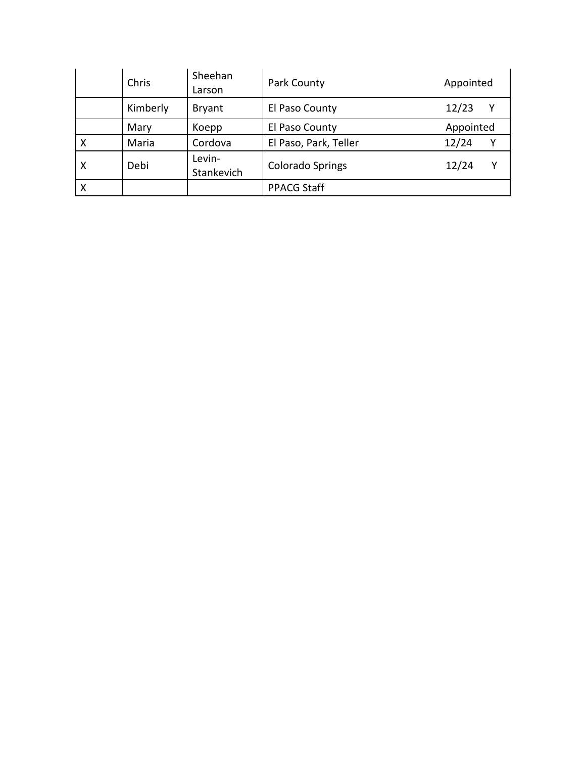| | | | | | |
|---|---|---|---|---|---|
| | Chris | Sheehan Larson | Park County | Appointed | |
| | Kimberly | Bryant | El Paso County | 12/23 | Y |
| | Mary | Koepp | El Paso County | Appointed | |
| X | Maria | Cordova | El Paso, Park, Teller | 12/24 | Y |
| X | Debi | Levin-Stankevich | Colorado Springs | 12/24 | Y |
| X | | | PPACG Staff | | |